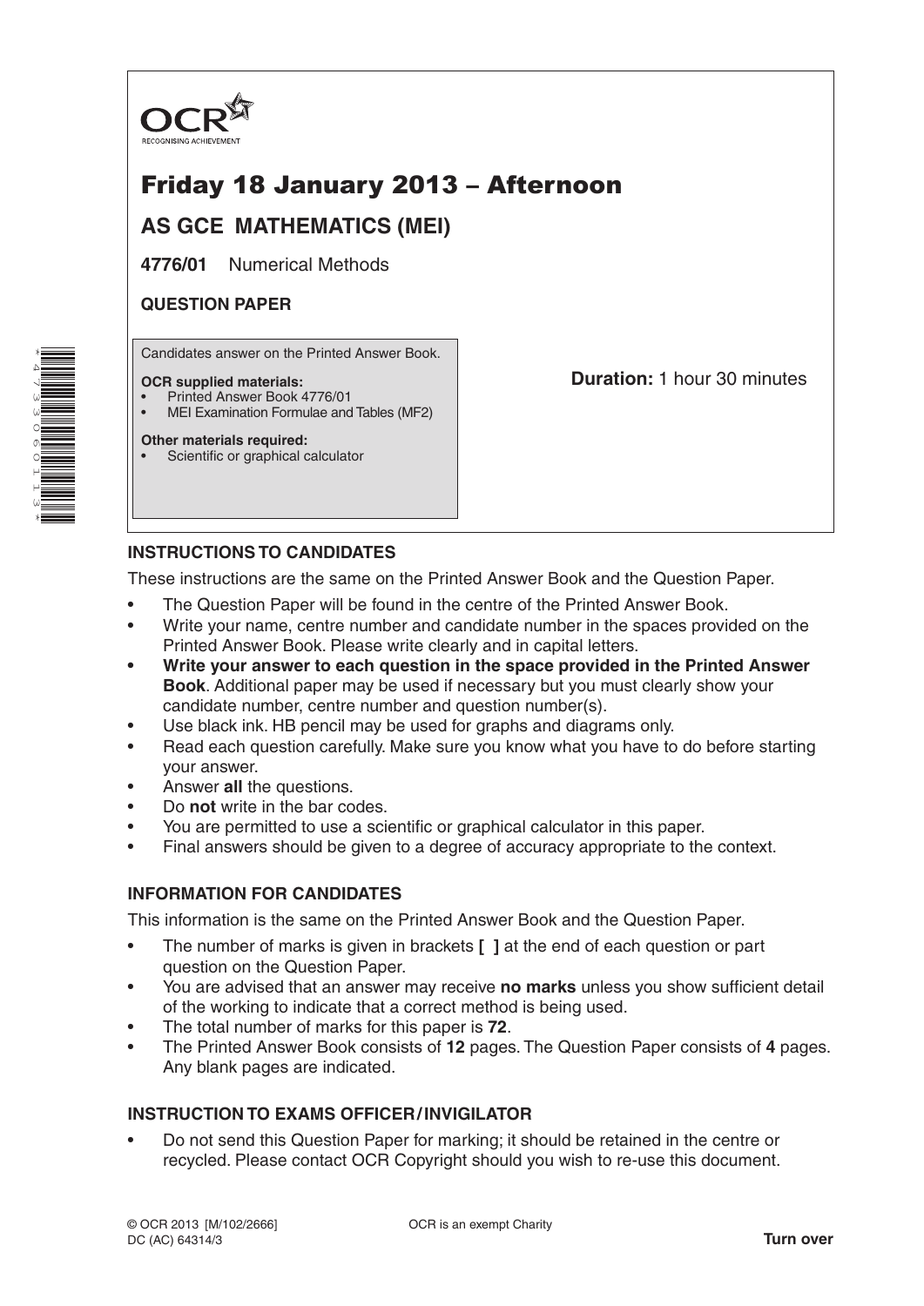OCR
RECOGNISING ACHIEVEMENT

# Friday 18 January 2013 – Afternoon

## AS GCE MATHEMATICS (MEI)

**4776/01** Numerical Methods

**QUESTION PAPER**

Candidates answer on the Printed Answer Book.

**OCR supplied materials:**
- Printed Answer Book 4776/01
- MEI Examination Formulae and Tables (MF2)

**Other materials required:**
- Scientific or graphical calculator

**Duration:** 1 hour 30 minutes

### INSTRUCTIONS TO CANDIDATES

These instructions are the same on the Printed Answer Book and the Question Paper.

- The Question Paper will be found in the centre of the Printed Answer Book.
- Write your name, centre number and candidate number in the spaces provided on the Printed Answer Book. Please write clearly and in capital letters.
- **Write your answer to each question in the space provided in the Printed Answer Book**. Additional paper may be used if necessary but you must clearly show your candidate number, centre number and question number(s).
- Use black ink. HB pencil may be used for graphs and diagrams only.
- Read each question carefully. Make sure you know what you have to do before starting your answer.
- Answer **all** the questions.
- Do **not** write in the bar codes.
- You are permitted to use a scientific or graphical calculator in this paper.
- Final answers should be given to a degree of accuracy appropriate to the context.

### INFORMATION FOR CANDIDATES

This information is the same on the Printed Answer Book and the Question Paper.

- The number of marks is given in brackets **[ ]** at the end of each question or part question on the Question Paper.
- You are advised that an answer may receive **no marks** unless you show sufficient detail of the working to indicate that a correct method is being used.
- The total number of marks for this paper is **72**.
- The Printed Answer Book consists of **12** pages. The Question Paper consists of **4** pages. Any blank pages are indicated.

### INSTRUCTION TO EXAMS OFFICER / INVIGILATOR

- Do not send this Question Paper for marking; it should be retained in the centre or recycled. Please contact OCR Copyright should you wish to re-use this document.

© OCR 2013 [M/102/2666]
DC (AC) 64314/3

OCR is an exempt Charity

**Turn over**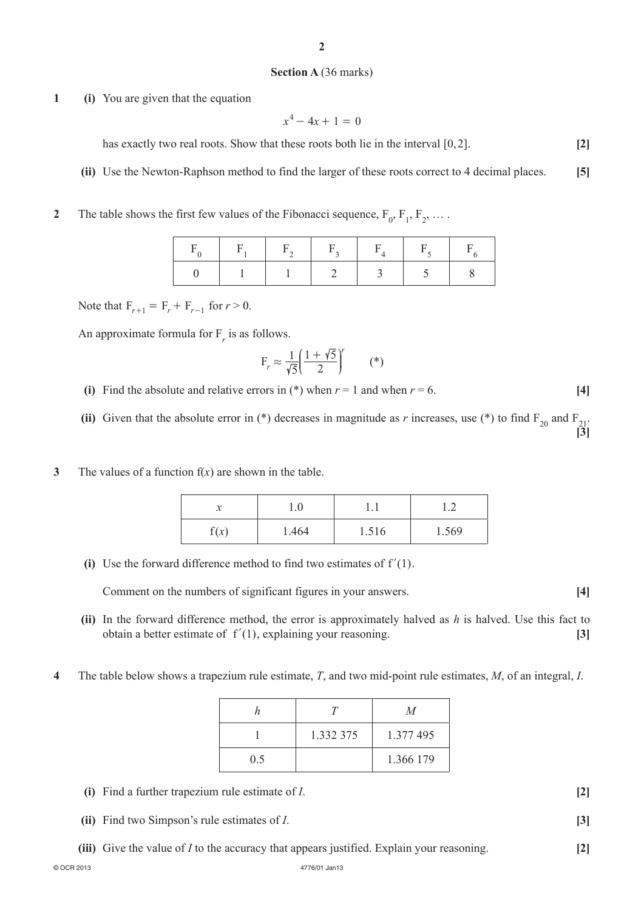## Section A (36 marks)

**1** **(i)** You are given that the equation

$$x^4 - 4x + 1 = 0$$

has exactly two real roots. Show that these roots both lie in the interval $[0, 2]$. **[2]**

**(ii)** Use the Newton-Raphson method to find the larger of these roots correct to 4 decimal places. **[5]**

**2** The table shows the first few values of the Fibonacci sequence, $F_0, F_1, F_2, \ldots$ .

| $F_0$ | $F_1$ | $F_2$ | $F_3$ | $F_4$ | $F_5$ | $F_6$ |
|---|---|---|---|---|---|---|
| 0 | 1 | 1 | 2 | 3 | 5 | 8 |

Note that $F_{r+1} = F_r + F_{r-1}$ for $r > 0$.

An approximate formula for $F_r$ is as follows.

$$F_r \approx \frac{1}{\sqrt{5}}\left(\frac{1+\sqrt{5}}{2}\right)^r \qquad (*)$$

**(i)** Find the absolute and relative errors in (*) when $r = 1$ and when $r = 6$. **[4]**

**(ii)** Given that the absolute error in (*) decreases in magnitude as $r$ increases, use (*) to find $F_{20}$ and $F_{21}$. **[3]**

**3** The values of a function $f(x)$ are shown in the table.

| $x$ | 1.0 | 1.1 | 1.2 |
|---|---|---|---|
| $f(x)$ | 1.464 | 1.516 | 1.569 |

**(i)** Use the forward difference method to find two estimates of $f'(1)$.

Comment on the numbers of significant figures in your answers. **[4]**

**(ii)** In the forward difference method, the error is approximately halved as $h$ is halved. Use this fact to obtain a better estimate of $f'(1)$, explaining your reasoning. **[3]**

**4** The table below shows a trapezium rule estimate, $T$, and two mid-point rule estimates, $M$, of an integral, $I$.

| $h$ | $T$ | $M$ |
|---|---|---|
| 1 | 1.332 375 | 1.377 495 |
| 0.5 | | 1.366 179 |

**(i)** Find a further trapezium rule estimate of $I$. **[2]**

**(ii)** Find two Simpson's rule estimates of $I$. **[3]**

**(iii)** Give the value of $I$ to the accuracy that appears justified. Explain your reasoning. **[2]**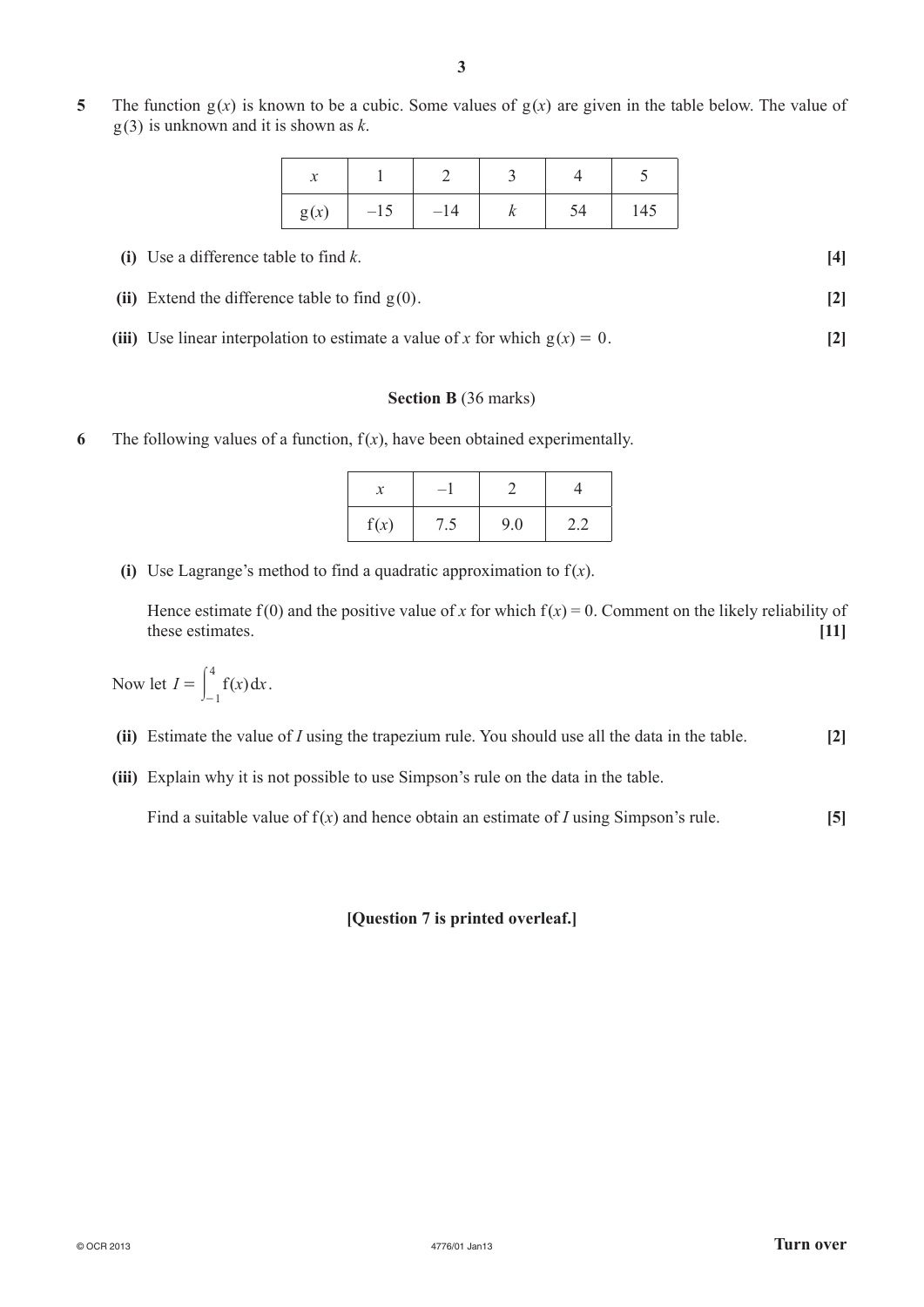**5** The function $g(x)$ is known to be a cubic. Some values of $g(x)$ are given in the table below. The value of $g(3)$ is unknown and it is shown as $k$.

| $x$ | 1 | 2 | 3 | 4 | 5 |
|---|---|---|---|---|---|
| $g(x)$ | –15 | –14 | $k$ | 54 | 145 |

**(i)** Use a difference table to find $k$. **[4]**

**(ii)** Extend the difference table to find $g(0)$. **[2]**

**(iii)** Use linear interpolation to estimate a value of $x$ for which $g(x) = 0$. **[2]**

## Section B (36 marks)

**6** The following values of a function, $f(x)$, have been obtained experimentally.

| $x$ | –1 | 2 | 4 |
|---|---|---|---|
| $f(x)$ | 7.5 | 9.0 | 2.2 |

**(i)** Use Lagrange's method to find a quadratic approximation to $f(x)$.

Hence estimate $f(0)$ and the positive value of $x$ for which $f(x) = 0$. Comment on the likely reliability of these estimates. **[11]**

Now let $I = \int_{-1}^{4} f(x)\,dx$.

**(ii)** Estimate the value of $I$ using the trapezium rule. You should use all the data in the table. **[2]**

**(iii)** Explain why it is not possible to use Simpson's rule on the data in the table.

Find a suitable value of $f(x)$ and hence obtain an estimate of $I$ using Simpson's rule. **[5]**

**[Question 7 is printed overleaf.]**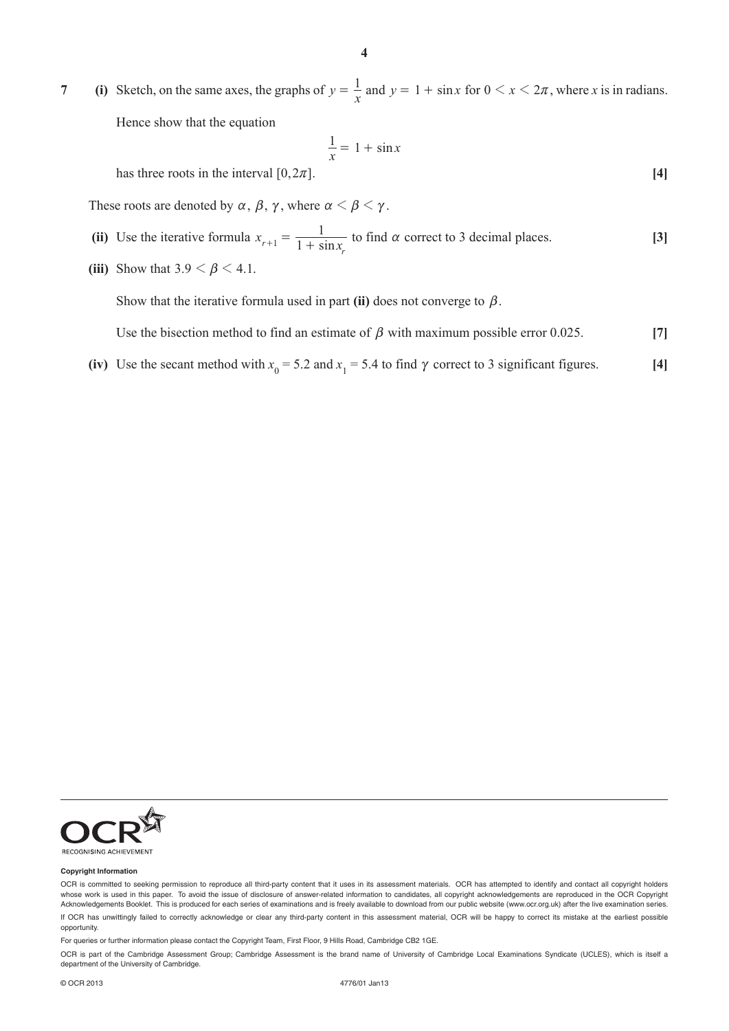**7** **(i)** Sketch, on the same axes, the graphs of $y = \dfrac{1}{x}$ and $y = 1 + \sin x$ for $0 < x < 2\pi$, where $x$ is in radians.

Hence show that the equation

$$\frac{1}{x} = 1 + \sin x$$

has three roots in the interval $[0, 2\pi]$. **[4]**

These roots are denoted by $\alpha$, $\beta$, $\gamma$, where $\alpha < \beta < \gamma$.

**(ii)** Use the iterative formula $x_{r+1} = \dfrac{1}{1 + \sin x_r}$ to find $\alpha$ correct to 3 decimal places. **[3]**

**(iii)** Show that $3.9 < \beta < 4.1$.

Show that the iterative formula used in part **(ii)** does not converge to $\beta$.

Use the bisection method to find an estimate of $\beta$ with maximum possible error 0.025. **[7]**

**(iv)** Use the secant method with $x_0 = 5.2$ and $x_1 = 5.4$ to find $\gamma$ correct to 3 significant figures. **[4]**

**Copyright Information**

OCR is committed to seeking permission to reproduce all third-party content that it uses in its assessment materials. OCR has attempted to identify and contact all copyright holders whose work is used in this paper. To avoid the issue of disclosure of answer-related information to candidates, all copyright acknowledgements are reproduced in the OCR Copyright Acknowledgements Booklet. This is produced for each series of examinations and is freely available to download from our public website (www.ocr.org.uk) after the live examination series.

If OCR has unwittingly failed to correctly acknowledge or clear any third-party content in this assessment material, OCR will be happy to correct its mistake at the earliest possible opportunity.

For queries or further information please contact the Copyright Team, First Floor, 9 Hills Road, Cambridge CB2 1GE.

OCR is part of the Cambridge Assessment Group; Cambridge Assessment is the brand name of University of Cambridge Local Examinations Syndicate (UCLES), which is itself a department of the University of Cambridge.

© OCR 2013 4776/01 Jan13